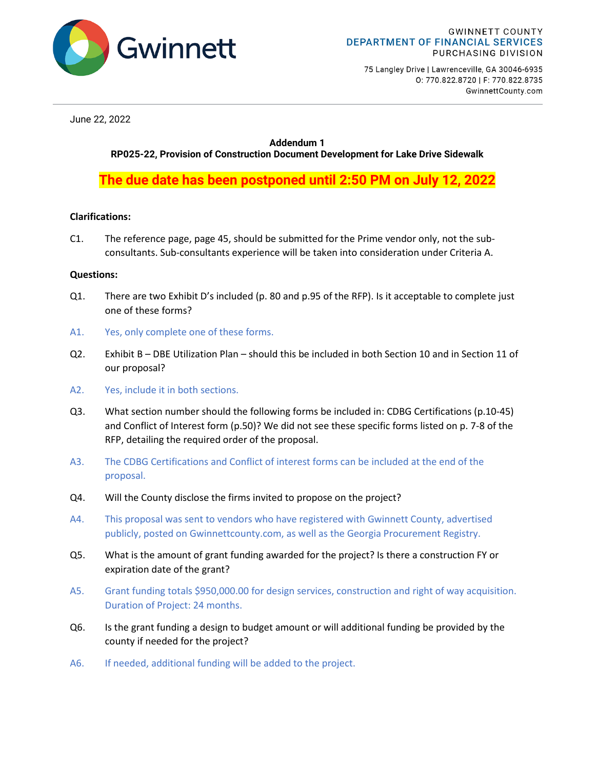Gwinnett

GWINNETT COUNTY
DEPARTMENT OF FINANCIAL SERVICES
PURCHASING DIVISION

75 Langley Drive | Lawrenceville, GA 30046-6935
O: 770.822.8720 | F: 770.822.8735
GwinnettCounty.com

June 22, 2022

**Addendum 1**
**RP025-22, Provision of Construction Document Development for Lake Drive Sidewalk**

**The due date has been postponed until 2:50 PM on July 12, 2022**

**Clarifications:**

C1. The reference page, page 45, should be submitted for the Prime vendor only, not the sub-consultants. Sub-consultants experience will be taken into consideration under Criteria A.

**Questions:**

Q1. There are two Exhibit D's included (p. 80 and p.95 of the RFP). Is it acceptable to complete just one of these forms?

A1. Yes, only complete one of these forms.

Q2. Exhibit B – DBE Utilization Plan – should this be included in both Section 10 and in Section 11 of our proposal?

A2. Yes, include it in both sections.

Q3. What section number should the following forms be included in: CDBG Certifications (p.10-45) and Conflict of Interest form (p.50)? We did not see these specific forms listed on p. 7-8 of the RFP, detailing the required order of the proposal.

A3. The CDBG Certifications and Conflict of interest forms can be included at the end of the proposal.

Q4. Will the County disclose the firms invited to propose on the project?

A4. This proposal was sent to vendors who have registered with Gwinnett County, advertised publicly, posted on Gwinnettcounty.com, as well as the Georgia Procurement Registry.

Q5. What is the amount of grant funding awarded for the project? Is there a construction FY or expiration date of the grant?

A5. Grant funding totals $950,000.00 for design services, construction and right of way acquisition. Duration of Project: 24 months.

Q6. Is the grant funding a design to budget amount or will additional funding be provided by the county if needed for the project?

A6. If needed, additional funding will be added to the project.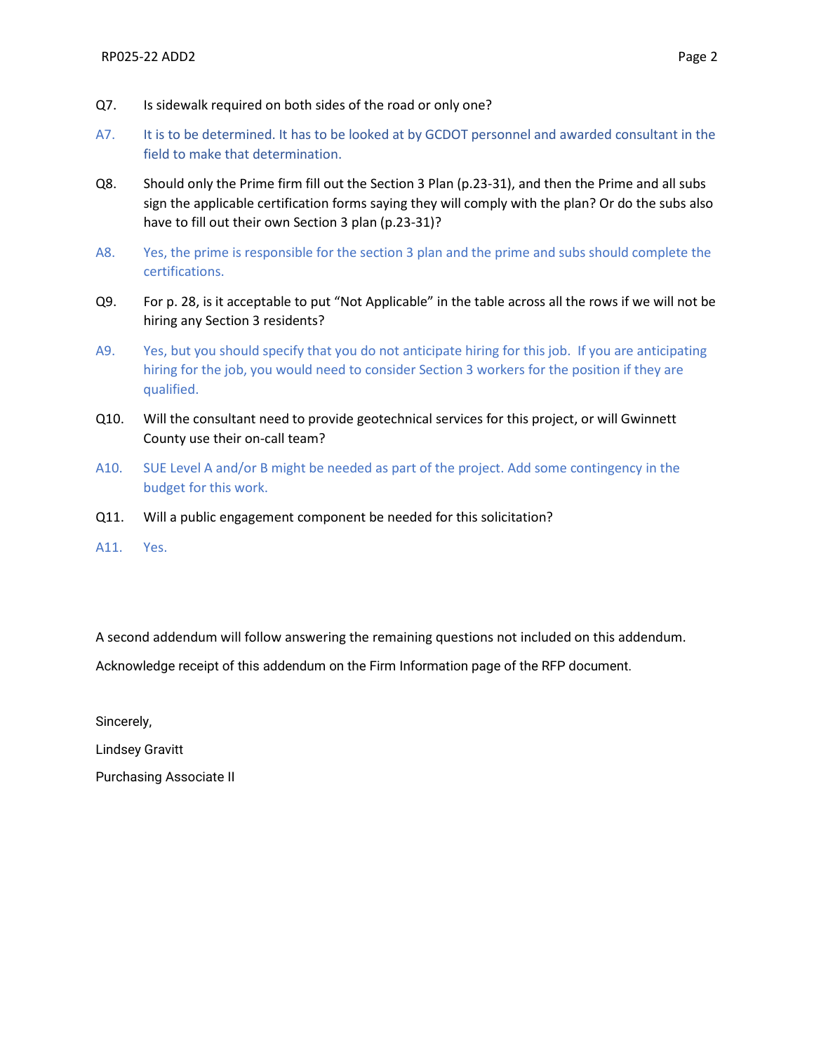Q7. Is sidewalk required on both sides of the road or only one?

A7. It is to be determined. It has to be looked at by GCDOT personnel and awarded consultant in the field to make that determination.

Q8. Should only the Prime firm fill out the Section 3 Plan (p.23-31), and then the Prime and all subs sign the applicable certification forms saying they will comply with the plan? Or do the subs also have to fill out their own Section 3 plan (p.23-31)?

A8. Yes, the prime is responsible for the section 3 plan and the prime and subs should complete the certifications.

Q9. For p. 28, is it acceptable to put "Not Applicable" in the table across all the rows if we will not be hiring any Section 3 residents?

A9. Yes, but you should specify that you do not anticipate hiring for this job. If you are anticipating hiring for the job, you would need to consider Section 3 workers for the position if they are qualified.

Q10. Will the consultant need to provide geotechnical services for this project, or will Gwinnett County use their on-call team?

A10. SUE Level A and/or B might be needed as part of the project. Add some contingency in the budget for this work.

Q11. Will a public engagement component be needed for this solicitation?

A11. Yes.

A second addendum will follow answering the remaining questions not included on this addendum.

Acknowledge receipt of this addendum on the Firm Information page of the RFP document.

Sincerely,

Lindsey Gravitt

Purchasing Associate II